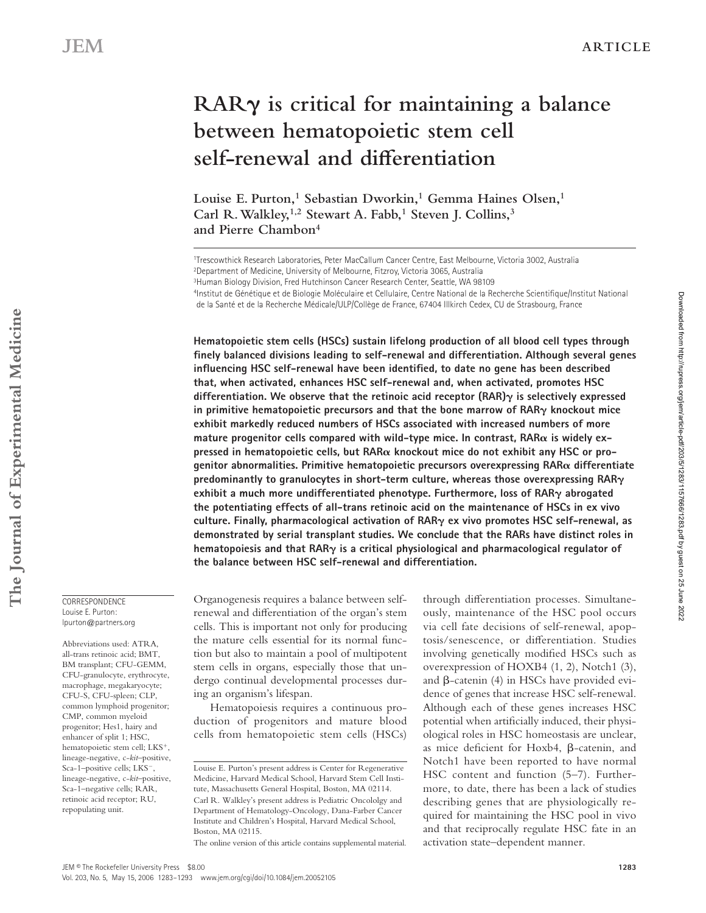ARTICLE

# RARγ is critical for maintaining a balance between hematopoietic stem cell self-renewal and differentiation

Louise E. Purton,[1] Sebastian Dworkin,[1] Gemma Haines Olsen,[1] Carl R. Walkley,[1,2] Stewart A. Fabb,[1] Steven J. Collins,[3] and Pierre Chambon[4]

[1]Trescowthick Research Laboratories, Peter MacCallum Cancer Centre, East Melbourne, Victoria 3002, Australia
[2]Department of Medicine, University of Melbourne, Fitzroy, Victoria 3065, Australia
[3]Human Biology Division, Fred Hutchinson Cancer Research Center, Seattle, WA 98109
[4]Institut de Génétique et de Biologie Moléculaire et Cellulaire, Centre National de la Recherche Scientifique/Institut National de la Santé et de la Recherche Médicale/ULP/Collège de France, 67404 Illkirch Cedex, CU de Strasbourg, France

**Hematopoietic stem cells (HSCs) sustain lifelong production of all blood cell types through finely balanced divisions leading to self-renewal and differentiation. Although several genes influencing HSC self-renewal have been identified, to date no gene has been described that, when activated, enhances HSC self-renewal and, when activated, promotes HSC differentiation. We observe that the retinoic acid receptor (RAR)γ is selectively expressed in primitive hematopoietic precursors and that the bone marrow of RARγ knockout mice exhibit markedly reduced numbers of HSCs associated with increased numbers of more mature progenitor cells compared with wild-type mice. In contrast, RARα is widely expressed in hematopoietic cells, but RARα knockout mice do not exhibit any HSC or progenitor abnormalities. Primitive hematopoietic precursors overexpressing RARα differentiate predominantly to granulocytes in short-term culture, whereas those overexpressing RARγ exhibit a much more undifferentiated phenotype. Furthermore, loss of RARγ abrogated the potentiating effects of all-trans retinoic acid on the maintenance of HSCs in ex vivo culture. Finally, pharmacological activation of RARγ ex vivo promotes HSC self-renewal, as demonstrated by serial transplant studies. We conclude that the RARs have distinct roles in hematopoiesis and that RARγ is a critical physiological and pharmacological regulator of the balance between HSC self-renewal and differentiation.**

CORRESPONDENCE
Louise E. Purton:
lpurton@partners.org

Abbreviations used: ATRA, all-trans retinoic acid; BMT, BM transplant; CFU-GEMM, CFU-granulocyte, erythrocyte, macrophage, megakaryocyte; CFU-S, CFU-spleen; CLP, common lymphoid progenitor; CMP, common myeloid progenitor; Hes1, hairy and enhancer of split 1; HSC, hematopoietic stem cell; LKS$^{+}$, lineage-negative, *c-kit*–positive, Sca-1–positive cells; LKS$^{-}$, lineage-negative, *c-kit*–positive, Sca-1–negative cells; RAR, retinoic acid receptor; RU, repopulating unit.

Organogenesis requires a balance between self-renewal and differentiation of the organ's stem cells. This is important not only for producing the mature cells essential for its normal function but also to maintain a pool of multipotent stem cells in organs, especially those that undergo continual developmental processes during an organism's lifespan.

Hematopoiesis requires a continuous production of progenitors and mature blood cells from hematopoietic stem cells (HSCs) through differentiation processes. Simultaneously, maintenance of the HSC pool occurs via cell fate decisions of self-renewal, apoptosis/senescence, or differentiation. Studies involving genetically modified HSCs such as overexpression of HOXB4 (1, 2), Notch1 (3), and β-catenin (4) in HSCs have provided evidence of genes that increase HSC self-renewal. Although each of these genes increases HSC potential when artificially induced, their physiological roles in HSC homeostasis are unclear, as mice deficient for Hoxb4, β-catenin, and Notch1 have been reported to have normal HSC content and function (5–7). Furthermore, to date, there has been a lack of studies describing genes that are physiologically required for maintaining the HSC pool in vivo and that reciprocally regulate HSC fate in an activation state–dependent manner.

Louise E. Purton's present address is Center for Regenerative Medicine, Harvard Medical School, Harvard Stem Cell Institute, Massachusetts General Hospital, Boston, MA 02114.
Carl R. Walkley's present address is Pediatric Oncololgy and Department of Hematology-Oncology, Dana-Farber Cancer Institute and Children's Hospital, Harvard Medical School, Boston, MA 02115.
The online version of this article contains supplemental material.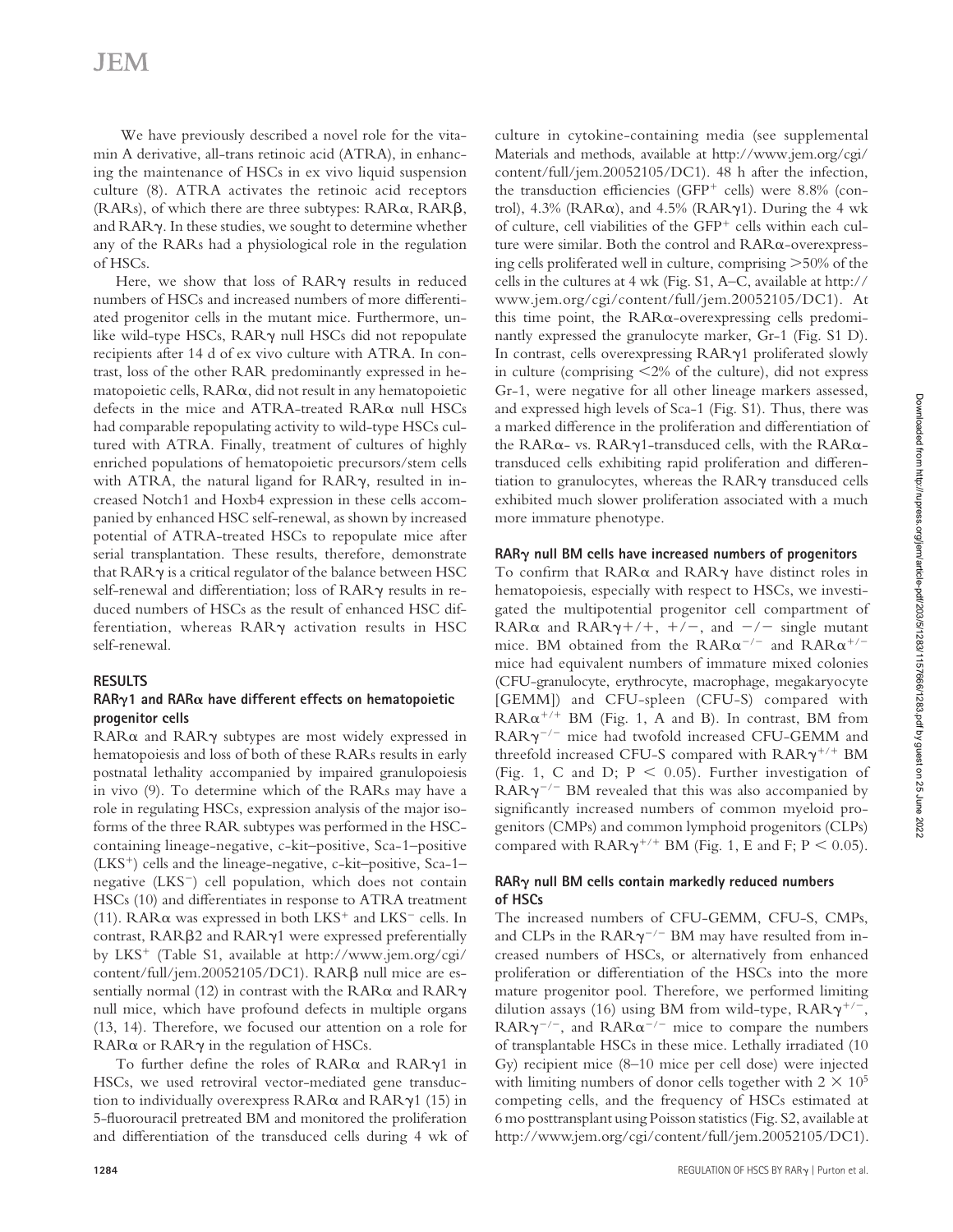We have previously described a novel role for the vitamin A derivative, all-trans retinoic acid (ATRA), in enhancing the maintenance of HSCs in ex vivo liquid suspension culture (8). ATRA activates the retinoic acid receptors (RARs), of which there are three subtypes: RARα, RARβ, and RARγ. In these studies, we sought to determine whether any of the RARs had a physiological role in the regulation of HSCs.

Here, we show that loss of RARγ results in reduced numbers of HSCs and increased numbers of more differentiated progenitor cells in the mutant mice. Furthermore, unlike wild-type HSCs, RARγ null HSCs did not repopulate recipients after 14 d of ex vivo culture with ATRA. In contrast, loss of the other RAR predominantly expressed in hematopoietic cells, RARα, did not result in any hematopoietic defects in the mice and ATRA-treated RARα null HSCs had comparable repopulating activity to wild-type HSCs cultured with ATRA. Finally, treatment of cultures of highly enriched populations of hematopoietic precursors/stem cells with ATRA, the natural ligand for RARγ, resulted in increased Notch1 and Hoxb4 expression in these cells accompanied by enhanced HSC self-renewal, as shown by increased potential of ATRA-treated HSCs to repopulate mice after serial transplantation. These results, therefore, demonstrate that RARγ is a critical regulator of the balance between HSC self-renewal and differentiation; loss of RARγ results in reduced numbers of HSCs as the result of enhanced HSC differentiation, whereas RARγ activation results in HSC self-renewal.

## RESULTS

### RARγ1 and RARα have different effects on hematopoietic progenitor cells

RARα and RARγ subtypes are most widely expressed in hematopoiesis and loss of both of these RARs results in early postnatal lethality accompanied by impaired granulopoiesis in vivo (9). To determine which of the RARs may have a role in regulating HSCs, expression analysis of the major isoforms of the three RAR subtypes was performed in the HSC-containing lineage-negative, c-kit–positive, Sca-1–positive ($LKS^+$) cells and the lineage-negative, c-kit–positive, Sca-1–negative ($LKS^-$) cell population, which does not contain HSCs (10) and differentiates in response to ATRA treatment (11). RARα was expressed in both $LKS^+$ and $LKS^-$ cells. In contrast, RARβ2 and RARγ1 were expressed preferentially by $LKS^+$ (Table S1, available at http://www.jem.org/cgi/content/full/jem.20052105/DC1). RARβ null mice are essentially normal (12) in contrast with the RARα and RARγ null mice, which have profound defects in multiple organs (13, 14). Therefore, we focused our attention on a role for RARα or RARγ in the regulation of HSCs.

To further define the roles of RARα and RARγ1 in HSCs, we used retroviral vector-mediated gene transduction to individually overexpress RARα and RARγ1 (15) in 5-fluorouracil pretreated BM and monitored the proliferation and differentiation of the transduced cells during 4 wk of culture in cytokine-containing media (see supplemental Materials and methods, available at http://www.jem.org/cgi/content/full/jem.20052105/DC1). 48 h after the infection, the transduction efficiencies ($GFP^+$ cells) were 8.8% (control), 4.3% (RARα), and 4.5% (RARγ1). During the 4 wk of culture, cell viabilities of the $GFP^+$ cells within each culture were similar. Both the control and RARα-overexpressing cells proliferated well in culture, comprising >50% of the cells in the cultures at 4 wk (Fig. S1, A–C, available at http://www.jem.org/cgi/content/full/jem.20052105/DC1). At this time point, the RARα-overexpressing cells predominantly expressed the granulocyte marker, Gr-1 (Fig. S1 D). In contrast, cells overexpressing RARγ1 proliferated slowly in culture (comprising <2% of the culture), did not express Gr-1, were negative for all other lineage markers assessed, and expressed high levels of Sca-1 (Fig. S1). Thus, there was a marked difference in the proliferation and differentiation of the RARα- vs. RARγ1-transduced cells, with the RARα-transduced cells exhibiting rapid proliferation and differentiation to granulocytes, whereas the RARγ transduced cells exhibited much slower proliferation associated with a much more immature phenotype.

### RARγ null BM cells have increased numbers of progenitors

To confirm that RARα and RARγ have distinct roles in hematopoiesis, especially with respect to HSCs, we investigated the multipotential progenitor cell compartment of RARα and RARγ+/+, +/−, and −/− single mutant mice. BM obtained from the $RAR\alpha^{-/-}$ and $RAR\alpha^{+/-}$ mice had equivalent numbers of immature mixed colonies (CFU-granulocyte, erythrocyte, macrophage, megakaryocyte [GEMM]) and CFU-spleen (CFU-S) compared with $RAR\alpha^{+/+}$ BM (Fig. 1, A and B). In contrast, BM from $RAR\gamma^{-/-}$ mice had twofold increased CFU-GEMM and threefold increased CFU-S compared with $RAR\gamma^{+/+}$ BM (Fig. 1, C and D; $P < 0.05$). Further investigation of $RAR\gamma^{-/-}$ BM revealed that this was also accompanied by significantly increased numbers of common myeloid progenitors (CMPs) and common lymphoid progenitors (CLPs) compared with $RAR\gamma^{+/+}$ BM (Fig. 1, E and F; $P < 0.05$).

### RARγ null BM cells contain markedly reduced numbers of HSCs

The increased numbers of CFU-GEMM, CFU-S, CMPs, and CLPs in the $RAR\gamma^{-/-}$ BM may have resulted from increased numbers of HSCs, or alternatively from enhanced proliferation or differentiation of the HSCs into the more mature progenitor pool. Therefore, we performed limiting dilution assays (16) using BM from wild-type, $RAR\gamma^{+/-}$, $RAR\gamma^{-/-}$, and $RAR\alpha^{-/-}$ mice to compare the numbers of transplantable HSCs in these mice. Lethally irradiated (10 Gy) recipient mice (8–10 mice per cell dose) were injected with limiting numbers of donor cells together with $2 \times 10^5$ competing cells, and the frequency of HSCs estimated at 6 mo posttransplant using Poisson statistics (Fig. S2, available at http://www.jem.org/cgi/content/full/jem.20052105/DC1).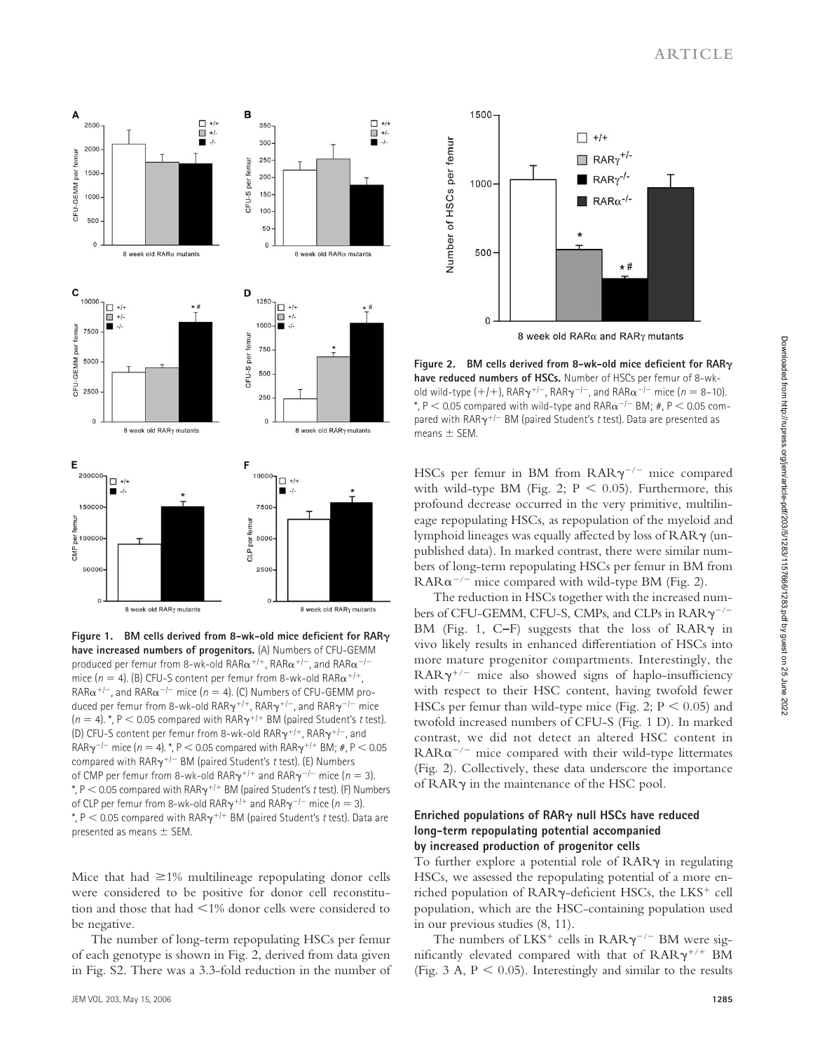**Figure 1. BM cells derived from 8-wk-old mice deficient for RARγ have increased numbers of progenitors.** (A) Numbers of CFU-GEMM produced per femur from 8-wk-old RARα$^{+/+}$, RARα$^{+/-}$, and RARα$^{-/-}$ mice ($n = 4$). (B) CFU-S content per femur from 8-wk-old RARα$^{+/+}$, RARα$^{+/-}$, and RARα$^{-/-}$ mice ($n = 4$). (C) Numbers of CFU-GEMM produced per femur from 8-wk-old RARγ$^{+/+}$, RARγ$^{+/-}$, and RARγ$^{-/-}$ mice ($n = 4$). *, $P < 0.05$ compared with RARγ$^{+/+}$ BM (paired Student's *t* test). (D) CFU-S content per femur from 8-wk-old RARγ$^{+/+}$, RARγ$^{+/-}$, and RARγ$^{-/-}$ mice ($n = 4$). *, $P < 0.05$ compared with RARγ$^{+/+}$ BM; #, $P < 0.05$ compared with RARγ$^{+/-}$ BM (paired Student's *t* test). (E) Numbers of CMP per femur from 8-wk-old RARγ$^{+/+}$ and RARγ$^{-/-}$ mice ($n = 3$). *, $P < 0.05$ compared with RARγ$^{+/+}$ BM (paired Student's *t* test). (F) Numbers of CLP per femur from 8-wk-old RARγ$^{+/+}$ and RARγ$^{-/-}$ mice ($n = 3$). *, $P < 0.05$ compared with RARγ$^{+/+}$ BM (paired Student's *t* test). Data are presented as means ± SEM.

Mice that had ≥1% multilineage repopulating donor cells were considered to be positive for donor cell reconstitution and those that had <1% donor cells were considered to be negative.

The number of long-term repopulating HSCs per femur of each genotype is shown in Fig. 2, derived from data given in Fig. S2. There was a 3.3-fold reduction in the number of HSCs per femur in BM from RARγ$^{-/-}$ mice compared with wild-type BM (Fig. 2; $P < 0.05$). Furthermore, this profound decrease occurred in the very primitive, multilineage repopulating HSCs, as repopulation of the myeloid and lymphoid lineages was equally affected by loss of RARγ (unpublished data). In marked contrast, there were similar numbers of long-term repopulating HSCs per femur in BM from RARα$^{-/-}$ mice compared with wild-type BM (Fig. 2).

**Figure 2. BM cells derived from 8-wk-old mice deficient for RARγ have reduced numbers of HSCs.** Number of HSCs per femur of 8-wk-old wild-type (+/+), RARγ$^{+/-}$, RARγ$^{-/-}$, and RARα$^{-/-}$ mice ($n = 8$–10). *, $P < 0.05$ compared with wild-type and RARα$^{-/-}$ BM; #, $P < 0.05$ compared with RARγ$^{+/-}$ BM (paired Student's *t* test). Data are presented as means ± SEM.

The reduction in HSCs together with the increased numbers of CFU-GEMM, CFU-S, CMPs, and CLPs in RARγ$^{-/-}$ BM (Fig. 1, C–F) suggests that the loss of RARγ in vivo likely results in enhanced differentiation of HSCs into more mature progenitor compartments. Interestingly, the RARγ$^{+/-}$ mice also showed signs of haplo-insufficiency with respect to their HSC content, having twofold fewer HSCs per femur than wild-type mice (Fig. 2; $P < 0.05$) and twofold increased numbers of CFU-S (Fig. 1 D). In marked contrast, we did not detect an altered HSC content in RARα$^{-/-}$ mice compared with their wild-type littermates (Fig. 2). Collectively, these data underscore the importance of RARγ in the maintenance of the HSC pool.

### Enriched populations of RARγ null HSCs have reduced long-term repopulating potential accompanied by increased production of progenitor cells

To further explore a potential role of RARγ in regulating HSCs, we assessed the repopulating potential of a more enriched population of RARγ-deficient HSCs, the LKS$^{+}$ cell population, which are the HSC-containing population used in our previous studies (8, 11).

The numbers of LKS$^{+}$ cells in RARγ$^{-/-}$ BM were significantly elevated compared with that of RARγ$^{+/+}$ BM (Fig. 3 A, $P < 0.05$). Interestingly and similar to the results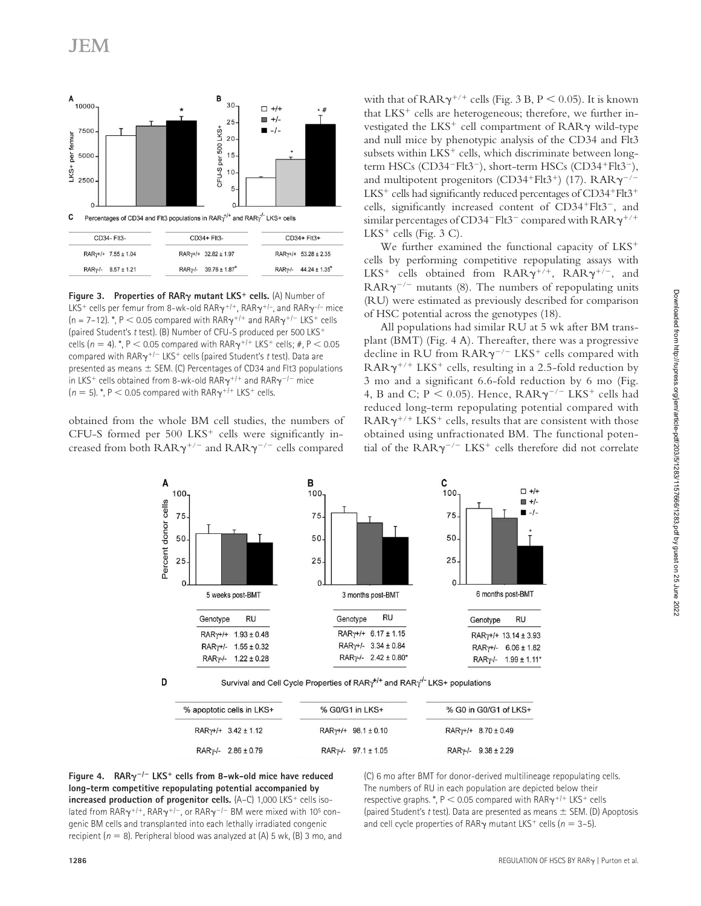**A**

| | LKS+ per femur |
|---|---|
| +/+ | ~7000 |
| +/- | ~8000 |
| -/- | ~8500 * |

**B**

| | CFU-S per 500 LKS+ |
|---|---|
| +/+ | ~8 |
| +/- | ~14 * |
| -/- | ~24 * # |

**C** Percentages of CD34 and Flt3 populations in $RAR\gamma^{+/+}$ and $RAR\gamma^{-/-}$ LKS+ cells

| CD34- Flt3- | CD34+ Flt3- | CD34+ Flt3+ |
|---|---|---|
| RARγ+/+ 7.55 ± 1.04 | RARγ+/+ 32.82 ± 1.97 | RARγ+/+ 53.28 ± 2.35 |
| RARγ-/- 8.57 ± 1.21 | RARγ-/- 39.76 ± 1.87* | RARγ-/- 44.24 ± 1.35* |

**Figure 3. Properties of RARγ mutant LKS+ cells.** (A) Number of LKS+ cells per femur from 8-wk-old $RAR\gamma^{+/+}$, $RAR\gamma^{+/-}$, and $RAR\gamma^{-/-}$ mice ($n = 7$–12). *, $P < 0.05$ compared with $RAR\gamma^{+/+}$ and $RAR\gamma^{+/-}$ LKS+ cells (paired Student's *t* test). (B) Number of CFU-S produced per 500 LKS+ cells ($n = 4$). *, $P < 0.05$ compared with $RAR\gamma^{+/+}$ LKS+ cells; #, $P < 0.05$ compared with $RAR\gamma^{+/-}$ LKS+ cells (paired Student's *t* test). Data are presented as means ± SEM. (C) Percentages of CD34 and Flt3 populations in LKS+ cells obtained from 8-wk-old $RAR\gamma^{+/+}$ and $RAR\gamma^{-/-}$ mice ($n = 5$). *, $P < 0.05$ compared with $RAR\gamma^{+/+}$ LKS+ cells.

obtained from the whole BM cell studies, the numbers of CFU-S formed per 500 LKS+ cells were significantly increased from both $RAR\gamma^{+/-}$ and $RAR\gamma^{-/-}$ cells compared with that of $RAR\gamma^{+/+}$ cells (Fig. 3 B, $P < 0.05$). It is known that LKS+ cells are heterogeneous; therefore, we further investigated the LKS+ cell compartment of RARγ wild-type and null mice by phenotypic analysis of the CD34 and Flt3 subsets within LKS+ cells, which discriminate between long-term HSCs (CD34−Flt3−), short-term HSCs (CD34+Flt3−), and multipotent progenitors (CD34+Flt3+) (17). $RAR\gamma^{-/-}$ LKS+ cells had significantly reduced percentages of CD34+Flt3+ cells, significantly increased content of CD34+Flt3− cells, and similar percentages of CD34−Flt3− compared with $RAR\gamma^{+/+}$ LKS+ cells (Fig. 3 C).

We further examined the functional capacity of LKS+ cells by performing competitive repopulating assays with LKS+ cells obtained from $RAR\gamma^{+/+}$, $RAR\gamma^{+/-}$, and $RAR\gamma^{-/-}$ mutants (8). The numbers of repopulating units (RU) were estimated as previously described for comparison of HSC potential across the genotypes (18).

All populations had similar RU at 5 wk after BM transplant (BMT) (Fig. 4 A). Thereafter, there was a progressive decline in RU from $RAR\gamma^{-/-}$ LKS+ cells compared with $RAR\gamma^{+/+}$ LKS+ cells, resulting in a 2.5-fold reduction by 3 mo and a significant 6.6-fold reduction by 6 mo (Fig. 4, B and C; $P < 0.05$). Hence, $RAR\gamma^{-/-}$ LKS+ cells had reduced long-term repopulating potential compared with $RAR\gamma^{+/+}$ LKS+ cells, results that are consistent with those obtained using unfractionated BM. The functional potential of the $RAR\gamma^{-/-}$ LKS+ cells therefore did not correlate

**A** 5 weeks post-BMT

| Genotype | RU |
|---|---|
| RARγ+/+ | 1.93 ± 0.48 |
| RARγ+/- | 1.55 ± 0.32 |
| RARγ-/- | 1.22 ± 0.28 |

**B** 3 months post-BMT

| Genotype | RU |
|---|---|
| RARγ+/+ | 6.17 ± 1.15 |
| RARγ+/- | 3.34 ± 0.84 |
| RARγ-/- | 2.42 ± 0.80* |

**C** 6 months post-BMT

| Genotype | RU |
|---|---|
| RARγ+/+ | 13.14 ± 3.93 |
| RARγ+/- | 6.06 ± 1.82 |
| RARγ-/- | 1.99 ± 1.11* |

**D** Survival and Cell Cycle Properties of $RAR\gamma^{+/+}$ and $RAR\gamma^{-/-}$ LKS+ populations

| % apoptotic cells in LKS+ | % G0/G1 in LKS+ | % G0 in G0/G1 of LKS+ |
|---|---|---|
| RARγ+/+ 3.42 ± 1.12 | RARγ+/+ 98.1 ± 0.10 | RARγ+/+ 8.70 ± 0.49 |
| RARγ-/- 2.86 ± 0.79 | RARγ-/- 97.1 ± 1.05 | RARγ-/- 9.38 ± 2.29 |

**Figure 4. $RAR\gamma^{-/-}$ LKS+ cells from 8-wk-old mice have reduced long-term competitive repopulating potential accompanied by increased production of progenitor cells.** (A–C) 1,000 LKS+ cells isolated from $RAR\gamma^{+/+}$, $RAR\gamma^{+/-}$, or $RAR\gamma^{-/-}$ BM were mixed with $10^5$ congenic BM cells and transplanted into each lethally irradiated congenic recipient ($n = 8$). Peripheral blood was analyzed at (A) 5 wk, (B) 3 mo, and (C) 6 mo after BMT for donor-derived multilineage repopulating cells. The numbers of RU in each population are depicted below their respective graphs. *, $P < 0.05$ compared with $RAR\gamma^{+/+}$ LKS+ cells (paired Student's *t* test). Data are presented as means ± SEM. (D) Apoptosis and cell cycle properties of RARγ mutant LKS+ cells ($n = 3$–5).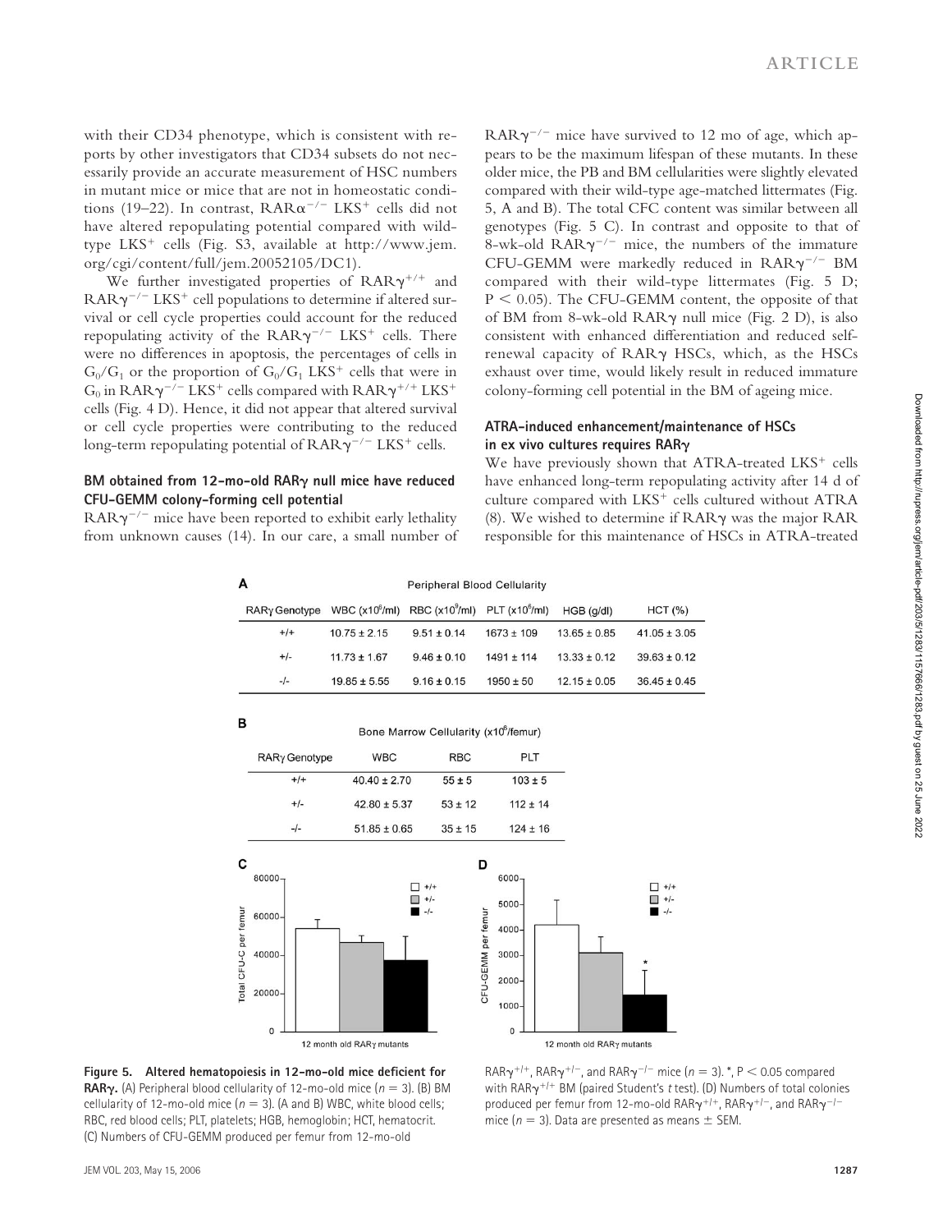with their CD34 phenotype, which is consistent with reports by other investigators that CD34 subsets do not necessarily provide an accurate measurement of HSC numbers in mutant mice or mice that are not in homeostatic conditions (19–22). In contrast, RAR$\alpha^{-/-}$ LKS$^+$ cells did not have altered repopulating potential compared with wild-type LKS$^+$ cells (Fig. S3, available at http://www.jem.org/cgi/content/full/jem.20052105/DC1).

We further investigated properties of RAR$\gamma^{+/+}$ and RAR$\gamma^{-/-}$ LKS$^+$ cell populations to determine if altered survival or cell cycle properties could account for the reduced repopulating activity of the RAR$\gamma^{-/-}$ LKS$^+$ cells. There were no differences in apoptosis, the percentages of cells in $G_0/G_1$ or the proportion of $G_0/G_1$ LKS$^+$ cells that were in $G_0$ in RAR$\gamma^{-/-}$ LKS$^+$ cells compared with RAR$\gamma^{+/+}$ LKS$^+$ cells (Fig. 4 D). Hence, it did not appear that altered survival or cell cycle properties were contributing to the reduced long-term repopulating potential of RAR$\gamma^{-/-}$ LKS$^+$ cells.

### BM obtained from 12-mo-old RARγ null mice have reduced CFU-GEMM colony-forming cell potential

RAR$\gamma^{-/-}$ mice have been reported to exhibit early lethality from unknown causes (14). In our care, a small number of RAR$\gamma^{-/-}$ mice have survived to 12 mo of age, which appears to be the maximum lifespan of these mutants. In these older mice, the PB and BM cellularities were slightly elevated compared with their wild-type age-matched littermates (Fig. 5, A and B). The total CFC content was similar between all genotypes (Fig. 5 C). In contrast and opposite to that of 8-wk-old RAR$\gamma^{-/-}$ mice, the numbers of the immature CFU-GEMM were markedly reduced in RAR$\gamma^{-/-}$ BM compared with their wild-type littermates (Fig. 5 D; $P < 0.05$). The CFU-GEMM content, the opposite of that of BM from 8-wk-old RARγ null mice (Fig. 2 D), is also consistent with enhanced differentiation and reduced self-renewal capacity of RARγ HSCs, which, as the HSCs exhaust over time, would likely result in reduced immature colony-forming cell potential in the BM of ageing mice.

### ATRA-induced enhancement/maintenance of HSCs in ex vivo cultures requires RARγ

We have previously shown that ATRA-treated LKS$^+$ cells have enhanced long-term repopulating activity after 14 d of culture compared with LKS$^+$ cells cultured without ATRA (8). We wished to determine if RARγ was the major RAR responsible for this maintenance of HSCs in ATRA-treated

**A** Peripheral Blood Cellularity

| RARγ Genotype | WBC ($\times 10^6$/ml) | RBC ($\times 10^9$/ml) | PLT ($\times 10^6$/ml) | HGB (g/dl) | HCT (%) |
|---|---|---|---|---|---|
| +/+ | 10.75 ± 2.15 | 9.51 ± 0.14 | 1673 ± 109 | 13.65 ± 0.85 | 41.05 ± 3.05 |
| +/- | 11.73 ± 1.67 | 9.46 ± 0.10 | 1491 ± 114 | 13.33 ± 0.12 | 39.63 ± 0.12 |
| -/- | 19.85 ± 5.55 | 9.16 ± 0.15 | 1950 ± 50 | 12.15 ± 0.05 | 36.45 ± 0.45 |

**B** Bone Marrow Cellularity ($\times 10^6$/femur)

| RARγ Genotype | WBC | RBC | PLT |
|---|---|---|---|
| +/+ | 40.40 ± 2.70 | 55 ± 5 | 103 ± 5 |
| +/- | 42.80 ± 5.37 | 53 ± 12 | 112 ± 14 |
| -/- | 51.85 ± 0.65 | 35 ± 15 | 124 ± 16 |

**Figure 5. Altered hematopoiesis in 12-mo-old mice deficient for RARγ.** (A) Peripheral blood cellularity of 12-mo-old mice ($n = 3$). (B) BM cellularity of 12-mo-old mice ($n = 3$). (A and B) WBC, white blood cells; RBC, red blood cells; PLT, platelets; HGB, hemoglobin; HCT, hematocrit. (C) Numbers of CFU-GEMM produced per femur from 12-mo-old RAR$\gamma^{+/+}$, RAR$\gamma^{+/-}$, and RAR$\gamma^{-/-}$ mice ($n = 3$). *, $P < 0.05$ compared with RAR$\gamma^{+/+}$ BM (paired Student's $t$ test). (D) Numbers of total colonies produced per femur from 12-mo-old RAR$\gamma^{+/+}$, RAR$\gamma^{+/-}$, and RAR$\gamma^{-/-}$ mice ($n = 3$). Data are presented as means ± SEM.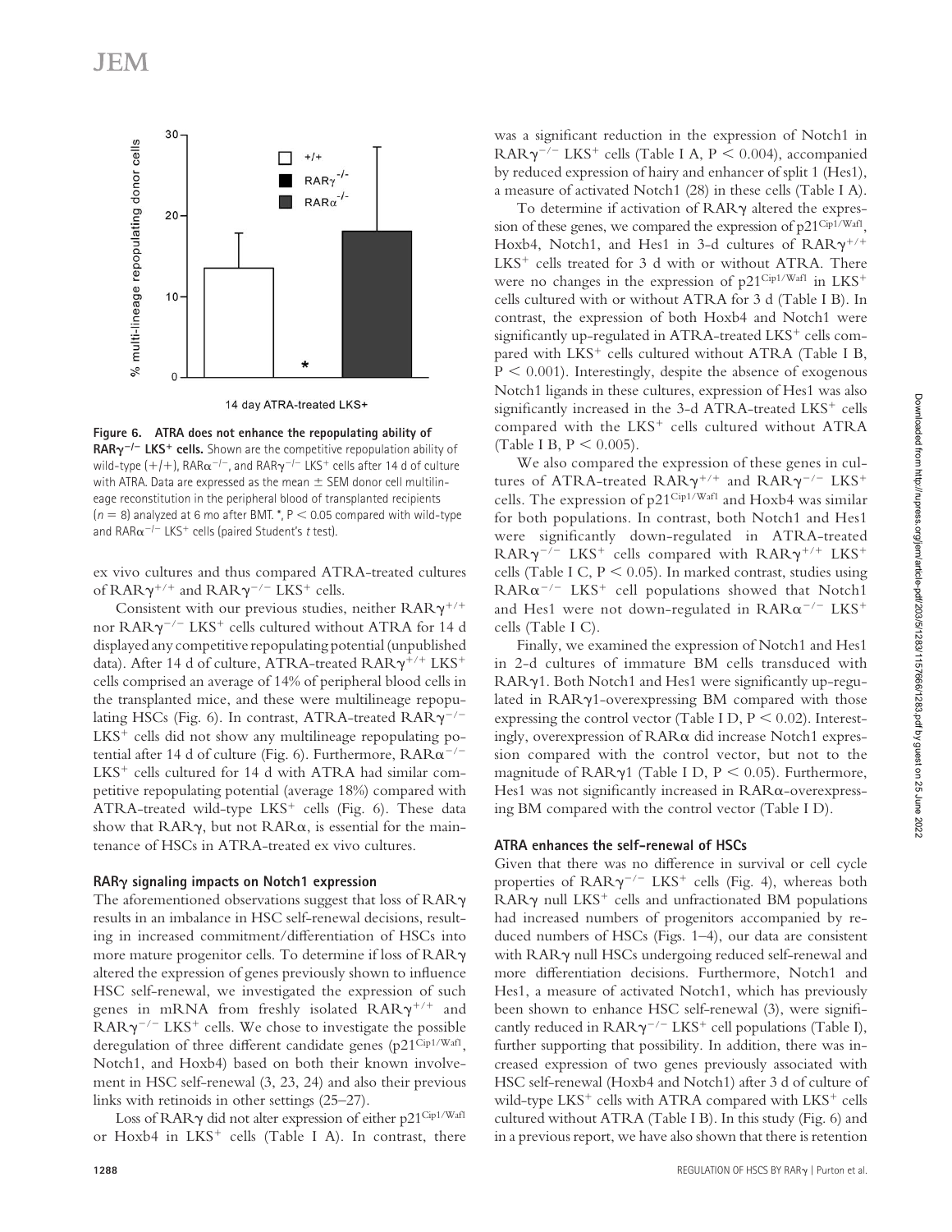Figure 6. **ATRA does not enhance the repopulating ability of RAR$\gamma^{-/-}$ LKS$^+$ cells.** Shown are the competitive repopulation ability of wild-type (+/+), RAR$\alpha^{-/-}$, and RAR$\gamma^{-/-}$ LKS$^+$ cells after 14 d of culture with ATRA. Data are expressed as the mean ± SEM donor cell multilineage reconstitution in the peripheral blood of transplanted recipients ($n = 8$) analyzed at 6 mo after BMT. *, $P < 0.05$ compared with wild-type and RAR$\alpha^{-/-}$ LKS$^+$ cells (paired Student's $t$ test).

ex vivo cultures and thus compared ATRA-treated cultures of RAR$\gamma^{+/+}$ and RAR$\gamma^{-/-}$ LKS$^+$ cells.

Consistent with our previous studies, neither RAR$\gamma^{+/+}$ nor RAR$\gamma^{-/-}$ LKS$^+$ cells cultured without ATRA for 14 d displayed any competitive repopulating potential (unpublished data). After 14 d of culture, ATRA-treated RAR$\gamma^{+/+}$ LKS$^+$ cells comprised an average of 14% of peripheral blood cells in the transplanted mice, and these were multilineage repopulating HSCs (Fig. 6). In contrast, ATRA-treated RAR$\gamma^{-/-}$ LKS$^+$ cells did not show any multilineage repopulating potential after 14 d of culture (Fig. 6). Furthermore, RAR$\alpha^{-/-}$ LKS$^+$ cells cultured for 14 d with ATRA had similar competitive repopulating potential (average 18%) compared with ATRA-treated wild-type LKS$^+$ cells (Fig. 6). These data show that RAR$\gamma$, but not RAR$\alpha$, is essential for the maintenance of HSCs in ATRA-treated ex vivo cultures.

### RAR$\gamma$ signaling impacts on Notch1 expression

The aforementioned observations suggest that loss of RAR$\gamma$ results in an imbalance in HSC self-renewal decisions, resulting in increased commitment/differentiation of HSCs into more mature progenitor cells. To determine if loss of RAR$\gamma$ altered the expression of genes previously shown to influence HSC self-renewal, we investigated the expression of such genes in mRNA from freshly isolated RAR$\gamma^{+/+}$ and RAR$\gamma^{-/-}$ LKS$^+$ cells. We chose to investigate the possible deregulation of three different candidate genes (p21$^{Cip1/Waf1}$, Notch1, and Hoxb4) based on both their known involvement in HSC self-renewal (3, 23, 24) and also their previous links with retinoids in other settings (25–27).

Loss of RAR$\gamma$ did not alter expression of either p21$^{Cip1/Waf1}$ or Hoxb4 in LKS$^+$ cells (Table I A). In contrast, there was a significant reduction in the expression of Notch1 in RAR$\gamma^{-/-}$ LKS$^+$ cells (Table I A, $P < 0.004$), accompanied by reduced expression of hairy and enhancer of split 1 (Hes1), a measure of activated Notch1 (28) in these cells (Table I A).

To determine if activation of RAR$\gamma$ altered the expression of these genes, we compared the expression of p21$^{Cip1/Waf1}$, Hoxb4, Notch1, and Hes1 in 3-d cultures of RAR$\gamma^{+/+}$ LKS$^+$ cells treated for 3 d with or without ATRA. There were no changes in the expression of p21$^{Cip1/Waf1}$ in LKS$^+$ cells cultured with or without ATRA for 3 d (Table I B). In contrast, the expression of both Hoxb4 and Notch1 were significantly up-regulated in ATRA-treated LKS$^+$ cells compared with LKS$^+$ cells cultured without ATRA (Table I B, $P < 0.001$). Interestingly, despite the absence of exogenous Notch1 ligands in these cultures, expression of Hes1 was also significantly increased in the 3-d ATRA-treated LKS$^+$ cells compared with the LKS$^+$ cells cultured without ATRA (Table I B, $P < 0.005$).

We also compared the expression of these genes in cultures of ATRA-treated RAR$\gamma^{+/+}$ and RAR$\gamma^{-/-}$ LKS$^+$ cells. The expression of p21$^{Cip1/Waf1}$ and Hoxb4 was similar for both populations. In contrast, both Notch1 and Hes1 were significantly down-regulated in ATRA-treated RAR$\gamma^{-/-}$ LKS$^+$ cells compared with RAR$\gamma^{+/+}$ LKS$^+$ cells (Table I C, $P < 0.05$). In marked contrast, studies using RAR$\alpha^{-/-}$ LKS$^+$ cell populations showed that Notch1 and Hes1 were not down-regulated in RAR$\alpha^{-/-}$ LKS$^+$ cells (Table I C).

Finally, we examined the expression of Notch1 and Hes1 in 2-d cultures of immature BM cells transduced with RAR$\gamma$1. Both Notch1 and Hes1 were significantly up-regulated in RAR$\gamma$1-overexpressing BM compared with those expressing the control vector (Table I D, $P < 0.02$). Interestingly, overexpression of RAR$\alpha$ did increase Notch1 expression compared with the control vector, but not to the magnitude of RAR$\gamma$1 (Table I D, $P < 0.05$). Furthermore, Hes1 was not significantly increased in RAR$\alpha$-overexpressing BM compared with the control vector (Table I D).

### ATRA enhances the self-renewal of HSCs

Given that there was no difference in survival or cell cycle properties of RAR$\gamma^{-/-}$ LKS$^+$ cells (Fig. 4), whereas both RAR$\gamma$ null LKS$^+$ cells and unfractionated BM populations had increased numbers of progenitors accompanied by reduced numbers of HSCs (Figs. 1–4), our data are consistent with RAR$\gamma$ null HSCs undergoing reduced self-renewal and more differentiation decisions. Furthermore, Notch1 and Hes1, a measure of activated Notch1, which has previously been shown to enhance HSC self-renewal (3), were significantly reduced in RAR$\gamma^{-/-}$ LKS$^+$ cell populations (Table I), further supporting that possibility. In addition, there was increased expression of two genes previously associated with HSC self-renewal (Hoxb4 and Notch1) after 3 d of culture of wild-type LKS$^+$ cells with ATRA compared with LKS$^+$ cells cultured without ATRA (Table I B). In this study (Fig. 6) and in a previous report, we have also shown that there is retention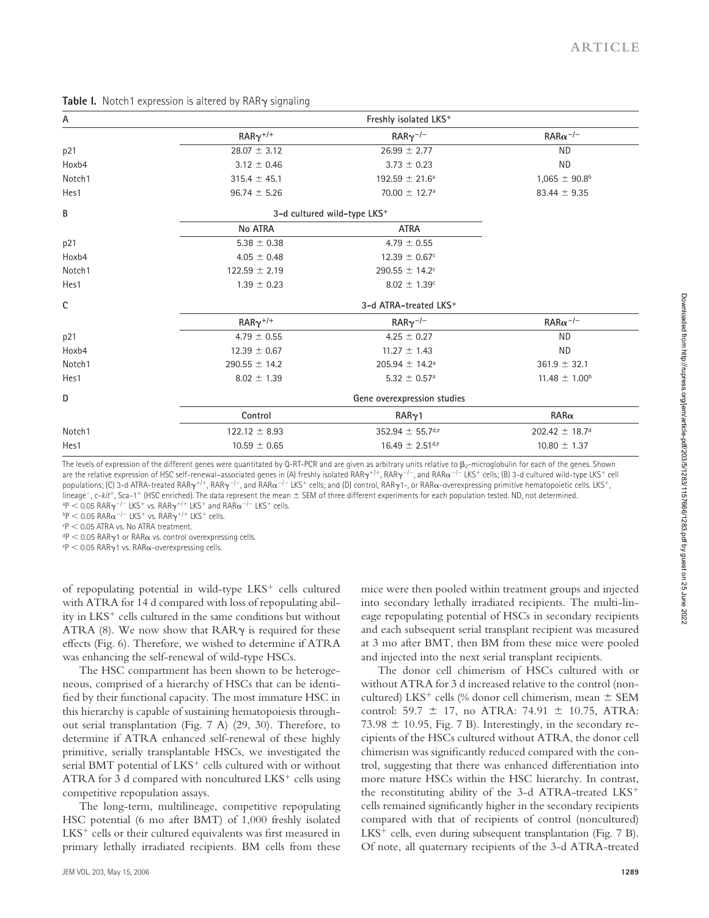**Table I.** Notch1 expression is altered by RARγ signaling

| A | Freshly isolated LKS⁺ | | |
|---|---|---|---|
| | $RAR\gamma^{+/+}$ | $RAR\gamma^{-/-}$ | $RAR\alpha^{-/-}$ |
| p21 | 28.07 ± 3.12 | 26.99 ± 2.77 | ND |
| Hoxb4 | 3.12 ± 0.46 | 3.73 ± 0.23 | ND |
| Notch1 | 315.4 ± 45.1 | 192.59 ± 21.6[a] | 1,065 ± 90.8[b] |
| Hes1 | 96.74 ± 5.26 | 70.00 ± 12.7[a] | 83.44 ± 9.35 |
| **B** | **3-d cultured wild-type LKS⁺** | | |
| | No ATRA | ATRA | |
| p21 | 5.38 ± 0.38 | 4.79 ± 0.55 | |
| Hoxb4 | 4.05 ± 0.48 | 12.39 ± 0.67[c] | |
| Notch1 | 122.59 ± 2.19 | 290.55 ± 14.2[c] | |
| Hes1 | 1.39 ± 0.23 | 8.02 ± 1.39[c] | |
| **C** | **3-d ATRA-treated LKS⁺** | | |
| | $RAR\gamma^{+/+}$ | $RAR\gamma^{-/-}$ | $RAR\alpha^{-/-}$ |
| p21 | 4.79 ± 0.55 | 4.25 ± 0.27 | ND |
| Hoxb4 | 12.39 ± 0.67 | 11.27 ± 1.43 | ND |
| Notch1 | 290.55 ± 14.2 | 205.94 ± 14.2[a] | 361.9 ± 32.1 |
| Hes1 | 8.02 ± 1.39 | 5.32 ± 0.57[a] | 11.48 ± 1.00[b] |
| **D** | **Gene overexpression studies** | | |
| | Control | RARγ1 | RARα |
| Notch1 | 122.12 ± 8.93 | 352.94 ± 55.7[d,e] | 202.42 ± 18.7[d] |
| Hes1 | 10.59 ± 0.65 | 16.49 ± 2.51[d,e] | 10.80 ± 1.37 |

The levels of expression of the different genes were quantitated by Q-RT-PCR and are given as arbitrary units relative to $\beta_2$-microglobulin for each of the genes. Shown are the relative expression of HSC self-renewal–associated genes in (A) freshly isolated $RAR\gamma^{+/+}$, $RAR\gamma^{-/-}$, and $RAR\alpha^{-/-}$ LKS⁺ cells; (B) 3-d cultured wild-type LKS⁺ cell populations; (C) 3-d ATRA-treated $RAR\gamma^{+/+}$, $RAR\gamma^{-/-}$, and $RAR\alpha^{-/-}$ LKS⁺ cells; and (D) control, RARγ1-, or RARα-overexpressing primitive hematopoietic cells. LKS⁺, lineage⁻, c-*kit*⁺, Sca-1⁺ (HSC enriched). The data represent the mean ± SEM of three different experiments for each population tested. ND, not determined.

[a]$P < 0.05$ $RAR\gamma^{-/-}$ LKS⁺ vs. $RAR\gamma^{+/+}$ LKS⁺ and $RAR\alpha^{-/-}$ LKS⁺ cells.

[b]$P < 0.05$ $RAR\alpha^{-/-}$ LKS⁺ vs. $RAR\gamma^{+/+}$ LKS⁺ cells.

[c]$P < 0.05$ ATRA vs. No ATRA treatment.

[d]$P < 0.05$ RARγ1 or RARα vs. control overexpressing cells.

[e]$P < 0.05$ RARγ1 vs. RARα-overexpressing cells.

of repopulating potential in wild-type LKS⁺ cells cultured with ATRA for 14 d compared with loss of repopulating ability in LKS⁺ cells cultured in the same conditions but without ATRA (8). We now show that RARγ is required for these effects (Fig. 6). Therefore, we wished to determine if ATRA was enhancing the self-renewal of wild-type HSCs.

The HSC compartment has been shown to be heterogeneous, comprised of a hierarchy of HSCs that can be identified by their functional capacity. The most immature HSC in this hierarchy is capable of sustaining hematopoiesis throughout serial transplantation (Fig. 7 A) (29, 30). Therefore, to determine if ATRA enhanced self-renewal of these highly primitive, serially transplantable HSCs, we investigated the serial BMT potential of LKS⁺ cells cultured with or without ATRA for 3 d compared with noncultured LKS⁺ cells using competitive repopulation assays.

The long-term, multilineage, competitive repopulating HSC potential (6 mo after BMT) of 1,000 freshly isolated LKS⁺ cells or their cultured equivalents was first measured in primary lethally irradiated recipients. BM cells from these mice were then pooled within treatment groups and injected into secondary lethally irradiated recipients. The multi-lineage repopulating potential of HSCs in secondary recipients and each subsequent serial transplant recipient was measured at 3 mo after BMT, then BM from these mice were pooled and injected into the next serial transplant recipients.

The donor cell chimerism of HSCs cultured with or without ATRA for 3 d increased relative to the control (non-cultured) LKS⁺ cells (% donor cell chimerism, mean ± SEM control: 59.7 ± 17, no ATRA: 74.91 ± 10.75, ATRA: 73.98 ± 10.95, Fig. 7 B). Interestingly, in the secondary recipients of the HSCs cultured without ATRA, the donor cell chimerism was significantly reduced compared with the control, suggesting that there was enhanced differentiation into more mature HSCs within the HSC hierarchy. In contrast, the reconstituting ability of the 3-d ATRA-treated LKS⁺ cells remained significantly higher in the secondary recipients compared with that of recipients of control (noncultured) LKS⁺ cells, even during subsequent transplantation (Fig. 7 B). Of note, all quaternary recipients of the 3-d ATRA-treated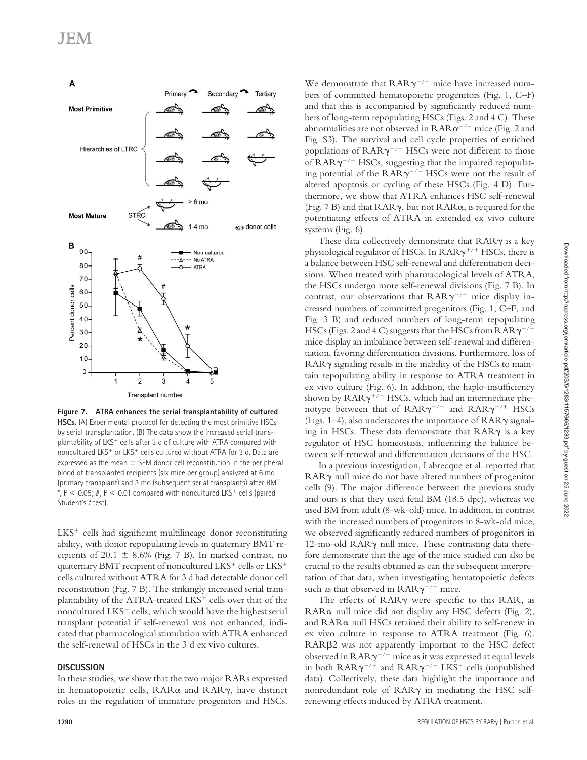Figure 7. ATRA enhances the serial transplantability of cultured HSCs. (A) Experimental protocol for detecting the most primitive HSCs by serial transplantation. (B) The data show the increased serial transplantability of $LKS^+$ cells after 3 d of culture with ATRA compared with noncultured $LKS^+$ or $LKS^+$ cells cultured without ATRA for 3 d. Data are expressed as the mean ± SEM donor cell reconstitution in the peripheral blood of transplanted recipients (six mice per group) analyzed at 6 mo (primary transplant) and 3 mo (subsequent serial transplants) after BMT. *, $P < 0.05$; #, $P < 0.01$ compared with noncultured $LKS^+$ cells (paired Student's *t* test).

$LKS^+$ cells had significant multilineage donor reconstituting ability, with donor repopulating levels in quaternary BMT recipients of 20.1 ± 8.6% (Fig. 7 B). In marked contrast, no quaternary BMT recipient of noncultured $LKS^+$ cells or $LKS^+$ cells cultured without ATRA for 3 d had detectable donor cell reconstitution (Fig. 7 B). The strikingly increased serial transplantability of the ATRA-treated $LKS^+$ cells over that of the noncultured $LKS^+$ cells, which would have the highest serial transplant potential if self-renewal was not enhanced, indicated that pharmacological stimulation with ATRA enhanced the self-renewal of HSCs in the 3 d ex vivo cultures.

## DISCUSSION

In these studies, we show that the two major RARs expressed in hematopoietic cells, RARα and RARγ, have distinct roles in the regulation of immature progenitors and HSCs. We demonstrate that $RAR\gamma^{-/-}$ mice have increased numbers of committed hematopoietic progenitors (Fig. 1, C–F) and that this is accompanied by significantly reduced numbers of long-term repopulating HSCs (Figs. 2 and 4 C). These abnormalities are not observed in $RAR\alpha^{-/-}$ mice (Fig. 2 and Fig. S3). The survival and cell cycle properties of enriched populations of $RAR\gamma^{-/-}$ HSCs were not different to those of $RAR\gamma^{+/+}$ HSCs, suggesting that the impaired repopulating potential of the $RAR\gamma^{-/-}$ HSCs were not the result of altered apoptosis or cycling of these HSCs (Fig. 4 D). Furthermore, we show that ATRA enhances HSC self-renewal (Fig. 7 B) and that RARγ, but not RARα, is required for the potentiating effects of ATRA in extended ex vivo culture systems (Fig. 6).

These data collectively demonstrate that RARγ is a key physiological regulator of HSCs. In $RAR\gamma^{+/+}$ HSCs, there is a balance between HSC self-renewal and differentiation decisions. When treated with pharmacological levels of ATRA, the HSCs undergo more self-renewal divisions (Fig. 7 B). In contrast, our observations that $RAR\gamma^{-/-}$ mice display increased numbers of committed progenitors (Fig. 1, C–F, and Fig. 3 B) and reduced numbers of long-term repopulating HSCs (Figs. 2 and 4 C) suggests that the HSCs from $RAR\gamma^{-/-}$ mice display an imbalance between self-renewal and differentiation, favoring differentiation divisions. Furthermore, loss of RARγ signaling results in the inability of the HSCs to maintain repopulating ability in response to ATRA treatment in ex vivo culture (Fig. 6). In addition, the haplo-insufficiency shown by $RAR\gamma^{+/-}$ HSCs, which had an intermediate phenotype between that of $RAR\gamma^{-/-}$ and $RAR\gamma^{+/+}$ HSCs (Figs. 1–4), also underscores the importance of RARγ signaling in HSCs. These data demonstrate that RARγ is a key regulator of HSC homeostasis, influencing the balance between self-renewal and differentiation decisions of the HSC.

In a previous investigation, Labrecque et al. reported that RARγ null mice do not have altered numbers of progenitor cells (9). The major difference between the previous study and ours is that they used fetal BM (18.5 dpc), whereas we used BM from adult (8-wk-old) mice. In addition, in contrast with the increased numbers of progenitors in 8-wk-old mice, we observed significantly reduced numbers of progenitors in 12-mo-old RARγ null mice. These contrasting data therefore demonstrate that the age of the mice studied can also be crucial to the results obtained as can the subsequent interpretation of that data, when investigating hematopoietic defects such as that observed in $RAR\gamma^{-/-}$ mice.

The effects of RARγ were specific to this RAR, as RARα null mice did not display any HSC defects (Fig. 2), and RARα null HSCs retained their ability to self-renew in ex vivo culture in response to ATRA treatment (Fig. 6). RARβ2 was not apparently important to the HSC defect observed in $RAR\gamma^{-/-}$ mice as it was expressed at equal levels in both $RAR\gamma^{+/+}$ and $RAR\gamma^{-/-}$ $LKS^+$ cells (unpublished data). Collectively, these data highlight the importance and nonredundant role of RARγ in mediating the HSC self-renewing effects induced by ATRA treatment.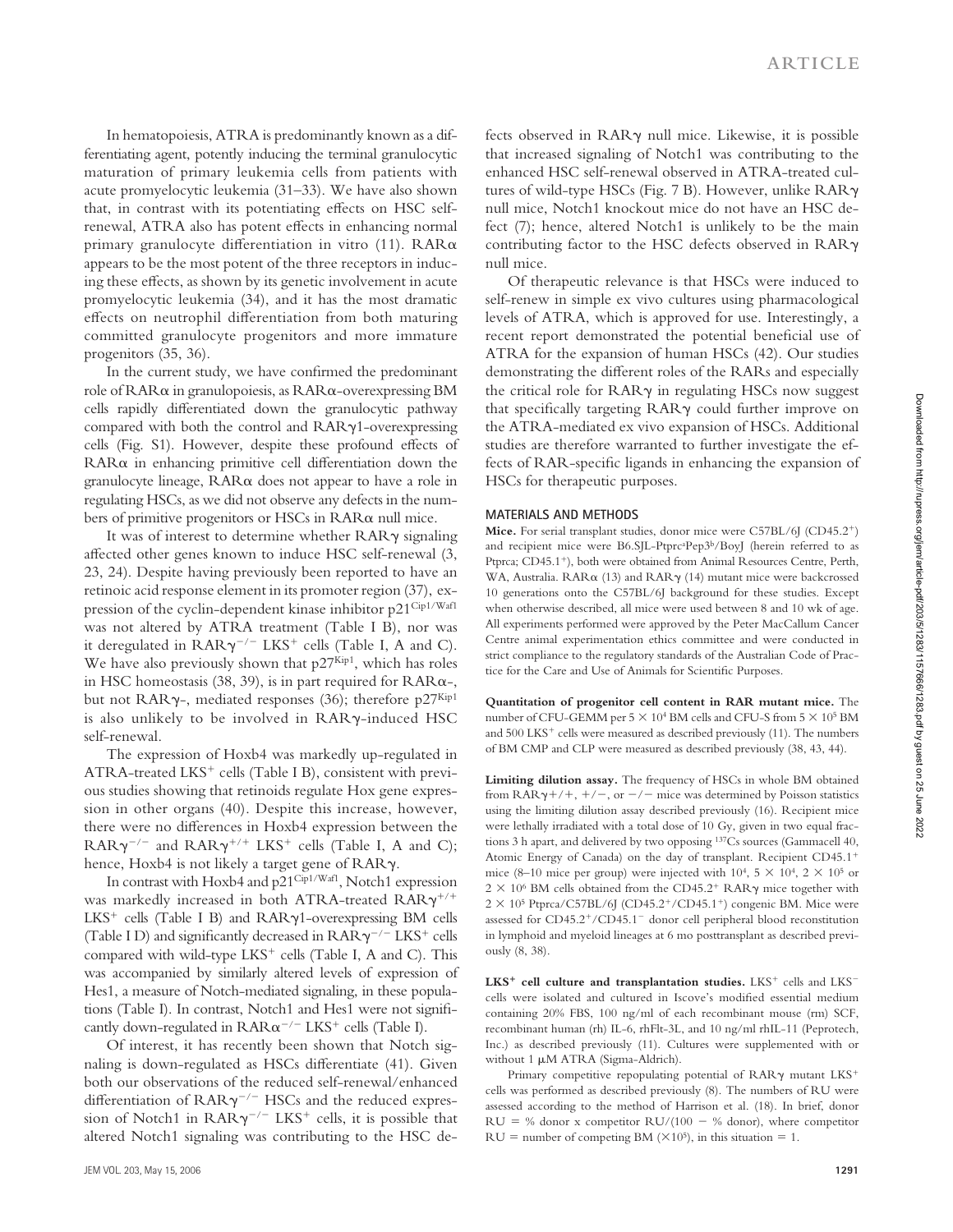In hematopoiesis, ATRA is predominantly known as a differentiating agent, potently inducing the terminal granulocytic maturation of primary leukemia cells from patients with acute promyelocytic leukemia (31–33). We have also shown that, in contrast with its potentiating effects on HSC self-renewal, ATRA also has potent effects in enhancing normal primary granulocyte differentiation in vitro (11). RARα appears to be the most potent of the three receptors in inducing these effects, as shown by its genetic involvement in acute promyelocytic leukemia (34), and it has the most dramatic effects on neutrophil differentiation from both maturing committed granulocyte progenitors and more immature progenitors (35, 36).

In the current study, we have confirmed the predominant role of RARα in granulopoiesis, as RARα-overexpressing BM cells rapidly differentiated down the granulocytic pathway compared with both the control and RARγ1-overexpressing cells (Fig. S1). However, despite these profound effects of RARα in enhancing primitive cell differentiation down the granulocyte lineage, RARα does not appear to have a role in regulating HSCs, as we did not observe any defects in the numbers of primitive progenitors or HSCs in RARα null mice.

It was of interest to determine whether RARγ signaling affected other genes known to induce HSC self-renewal (3, 23, 24). Despite having previously been reported to have an retinoic acid response element in its promoter region (37), expression of the cyclin-dependent kinase inhibitor p21$^{Cip1/Waf1}$ was not altered by ATRA treatment (Table I B), nor was it deregulated in RARγ$^{-/-}$ LKS$^+$ cells (Table I, A and C). We have also previously shown that p27$^{Kip1}$, which has roles in HSC homeostasis (38, 39), is in part required for RARα-, but not RARγ-, mediated responses (36); therefore p27$^{Kip1}$ is also unlikely to be involved in RARγ-induced HSC self-renewal.

The expression of Hoxb4 was markedly up-regulated in ATRA-treated LKS$^+$ cells (Table I B), consistent with previous studies showing that retinoids regulate Hox gene expression in other organs (40). Despite this increase, however, there were no differences in Hoxb4 expression between the RARγ$^{-/-}$ and RARγ$^{+/+}$ LKS$^+$ cells (Table I, A and C); hence, Hoxb4 is not likely a target gene of RARγ.

In contrast with Hoxb4 and p21$^{Cip1/Waf1}$, Notch1 expression was markedly increased in both ATRA-treated RARγ$^{+/+}$ LKS$^+$ cells (Table I B) and RARγ1-overexpressing BM cells (Table I D) and significantly decreased in RARγ$^{-/-}$ LKS$^+$ cells compared with wild-type LKS$^+$ cells (Table I, A and C). This was accompanied by similarly altered levels of expression of Hes1, a measure of Notch-mediated signaling, in these populations (Table I). In contrast, Notch1 and Hes1 were not significantly down-regulated in RARα$^{-/-}$ LKS$^+$ cells (Table I).

Of interest, it has recently been shown that Notch signaling is down-regulated as HSCs differentiate (41). Given both our observations of the reduced self-renewal/enhanced differentiation of RARγ$^{-/-}$ HSCs and the reduced expression of Notch1 in RARγ$^{-/-}$ LKS$^+$ cells, it is possible that altered Notch1 signaling was contributing to the HSC defects observed in RARγ null mice. Likewise, it is possible that increased signaling of Notch1 was contributing to the enhanced HSC self-renewal observed in ATRA-treated cultures of wild-type HSCs (Fig. 7 B). However, unlike RARγ null mice, Notch1 knockout mice do not have an HSC defect (7); hence, altered Notch1 is unlikely to be the main contributing factor to the HSC defects observed in RARγ null mice.

Of therapeutic relevance is that HSCs were induced to self-renew in simple ex vivo cultures using pharmacological levels of ATRA, which is approved for use. Interestingly, a recent report demonstrated the potential beneficial use of ATRA for the expansion of human HSCs (42). Our studies demonstrating the different roles of the RARs and especially the critical role for RARγ in regulating HSCs now suggest that specifically targeting RARγ could further improve on the ATRA-mediated ex vivo expansion of HSCs. Additional studies are therefore warranted to further investigate the effects of RAR-specific ligands in enhancing the expansion of HSCs for therapeutic purposes.

## MATERIALS AND METHODS

**Mice.** For serial transplant studies, donor mice were C57BL/6J (CD45.2$^+$) and recipient mice were B6.SJL-Ptprc$^a$Pep3$^b$/BoyJ (herein referred to as Ptprca; CD45.1$^+$), both were obtained from Animal Resources Centre, Perth, WA, Australia. RARα (13) and RARγ (14) mutant mice were backcrossed 10 generations onto the C57BL/6J background for these studies. Except when otherwise described, all mice were used between 8 and 10 wk of age. All experiments performed were approved by the Peter MacCallum Cancer Centre animal experimentation ethics committee and were conducted in strict compliance to the regulatory standards of the Australian Code of Practice for the Care and Use of Animals for Scientific Purposes.

**Quantitation of progenitor cell content in RAR mutant mice.** The number of CFU-GEMM per $5 \times 10^4$ BM cells and CFU-S from $5 \times 10^5$ BM and 500 LKS$^+$ cells were measured as described previously (11). The numbers of BM CMP and CLP were measured as described previously (38, 43, 44).

**Limiting dilution assay.** The frequency of HSCs in whole BM obtained from RARγ+/+, +/−, or −/− mice was determined by Poisson statistics using the limiting dilution assay described previously (16). Recipient mice were lethally irradiated with a total dose of 10 Gy, given in two equal fractions 3 h apart, and delivered by two opposing $^{137}$Cs sources (Gammacell 40, Atomic Energy of Canada) on the day of transplant. Recipient CD45.1$^+$ mice (8–10 mice per group) were injected with $10^4$, $5 \times 10^4$, $2 \times 10^5$ or $2 \times 10^6$ BM cells obtained from the CD45.2$^+$ RARγ mice together with $2 \times 10^5$ Ptprca/C57BL/6J (CD45.2$^+$/CD45.1$^+$) congenic BM. Mice were assessed for CD45.2$^+$/CD45.1$^-$ donor cell peripheral blood reconstitution in lymphoid and myeloid lineages at 6 mo posttransplant as described previously (8, 38).

**LKS$^+$ cell culture and transplantation studies.** LKS$^+$ cells and LKS$^-$ cells were isolated and cultured in Iscove's modified essential medium containing 20% FBS, 100 ng/ml of each recombinant mouse (rm) SCF, recombinant human (rh) IL-6, rhFlt-3L, and 10 ng/ml rhIL-11 (Peprotech, Inc.) as described previously (11). Cultures were supplemented with or without 1 μM ATRA (Sigma-Aldrich).

Primary competitive repopulating potential of RARγ mutant LKS$^+$ cells was performed as described previously (8). The numbers of RU were assessed according to the method of Harrison et al. (18). In brief, donor RU = % donor x competitor RU/(100 − % donor), where competitor RU = number of competing BM ($\times 10^5$), in this situation = 1.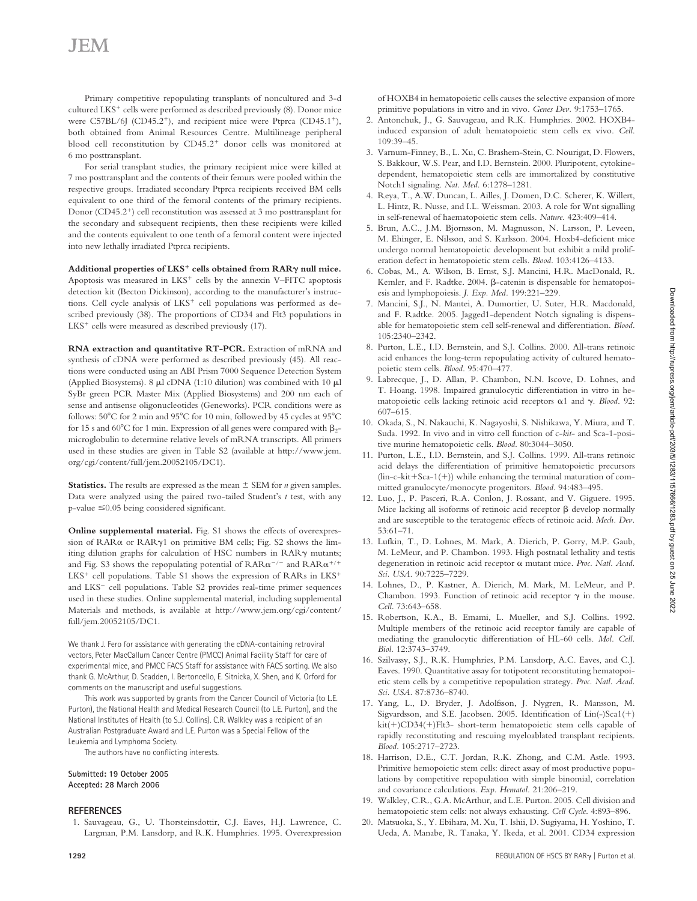Primary competitive repopulating transplants of noncultured and 3-d cultured LKS$^+$ cells were performed as described previously (8). Donor mice were C57BL/6J (CD45.2$^+$), and recipient mice were Ptprca (CD45.1$^+$), both obtained from Animal Resources Centre. Multilineage peripheral blood cell reconstitution by CD45.2$^+$ donor cells was monitored at 6 mo posttransplant.

For serial transplant studies, the primary recipient mice were killed at 7 mo posttransplant and the contents of their femurs were pooled within the respective groups. Irradiated secondary Ptprca recipients received BM cells equivalent to one third of the femoral contents of the primary recipients. Donor (CD45.2$^+$) cell reconstitution was assessed at 3 mo posttransplant for the secondary and subsequent recipients, then these recipients were killed and the contents equivalent to one tenth of a femoral content were injected into new lethally irradiated Ptprca recipients.

**Additional properties of LKS$^+$ cells obtained from RARγ null mice.** Apoptosis was measured in LKS$^+$ cells by the annexin V–FITC apoptosis detection kit (Becton Dickinson), according to the manufacturer's instructions. Cell cycle analysis of LKS$^+$ cell populations was performed as described previously (38). The proportions of CD34 and Flt3 populations in LKS$^+$ cells were measured as described previously (17).

**RNA extraction and quantitative RT-PCR.** Extraction of mRNA and synthesis of cDNA were performed as described previously (45). All reactions were conducted using an ABI Prism 7000 Sequence Detection System (Applied Biosystems). 8 μl cDNA (1:10 dilution) was combined with 10 μl SyBr green PCR Master Mix (Applied Biosystems) and 200 nm each of sense and antisense oligonucleotides (Geneworks). PCR conditions were as follows: 50°C for 2 min and 95°C for 10 min, followed by 45 cycles at 95°C for 15 s and 60°C for 1 min. Expression of all genes were compared with $\beta_2$-microglobulin to determine relative levels of mRNA transcripts. All primers used in these studies are given in Table S2 (available at http://www.jem.org/cgi/content/full/jem.20052105/DC1).

**Statistics.** The results are expressed as the mean ± SEM for *n* given samples. Data were analyzed using the paired two-tailed Student's *t* test, with any p-value ≤0.05 being considered significant.

**Online supplemental material.** Fig. S1 shows the effects of overexpression of RARα or RARγ1 on primitive BM cells; Fig. S2 shows the limiting dilution graphs for calculation of HSC numbers in RARγ mutants; and Fig. S3 shows the repopulating potential of RARα$^{-/-}$ and RARα$^{+/+}$ LKS$^+$ cell populations. Table S1 shows the expression of RARs in LKS$^+$ and LKS$^-$ cell populations. Table S2 provides real-time primer sequences used in these studies. Online supplemental material, including supplemental Materials and methods, is available at http://www.jem.org/cgi/content/full/jem.20052105/DC1.

We thank J. Fero for assistance with generating the cDNA-containing retroviral vectors, Peter MacCallum Cancer Centre (PMCC) Animal Facility Staff for care of experimental mice, and PMCC FACS Staff for assistance with FACS sorting. We also thank G. McArthur, D. Scadden, I. Bertoncello, E. Sitnicka, X. Shen, and K. Orford for comments on the manuscript and useful suggestions.

This work was supported by grants from the Cancer Council of Victoria (to L.E. Purton), the National Health and Medical Research Council (to L.E. Purton), and the National Institutes of Health (to S.J. Collins). C.R. Walkley was a recipient of an Australian Postgraduate Award and L.E. Purton was a Special Fellow of the Leukemia and Lymphoma Society.

The authors have no conflicting interests.

Submitted: 19 October 2005
Accepted: 28 March 2006

## REFERENCES

1. Sauvageau, G., U. Thorsteinsdottir, C.J. Eaves, H.J. Lawrence, C. Largman, P.M. Lansdorp, and R.K. Humphries. 1995. Overexpression of HOXB4 in hematopoietic cells causes the selective expansion of more primitive populations in vitro and in vivo. *Genes Dev.* 9:1753–1765.
2. Antonchuk, J., G. Sauvageau, and R.K. Humphries. 2002. HOXB4-induced expansion of adult hematopoietic stem cells ex vivo. *Cell.* 109:39–45.
3. Varnum-Finney, B., L. Xu, C. Brashem-Stein, C. Nourigat, D. Flowers, S. Bakkour, W.S. Pear, and I.D. Bernstein. 2000. Pluripotent, cytokine-dependent, hematopoietic stem cells are immortalized by constitutive Notch1 signaling. *Nat. Med.* 6:1278–1281.
4. Reya, T., A.W. Duncan, L. Ailles, J. Domen, D.C. Scherer, K. Willert, L. Hintz, R. Nusse, and I.L. Weissman. 2003. A role for Wnt signalling in self-renewal of haematopoietic stem cells. *Nature.* 423:409–414.
5. Brun, A.C., J.M. Bjornsson, M. Magnusson, N. Larsson, P. Leveen, M. Ehinger, E. Nilsson, and S. Karlsson. 2004. Hoxb4-deficient mice undergo normal hematopoietic development but exhibit a mild proliferation defect in hematopoietic stem cells. *Blood.* 103:4126–4133.
6. Cobas, M., A. Wilson, B. Ernst, S.J. Mancini, H.R. MacDonald, R. Kemler, and F. Radtke. 2004. β-catenin is dispensable for hematopoiesis and lymphopoiesis. *J. Exp. Med.* 199:221–229.
7. Mancini, S.J., N. Mantei, A. Dumortier, U. Suter, H.R. Macdonald, and F. Radtke. 2005. Jagged1-dependent Notch signaling is dispensable for hematopoietic stem cell self-renewal and differentiation. *Blood.* 105:2340–2342.
8. Purton, L.E., I.D. Bernstein, and S.J. Collins. 2000. All-trans retinoic acid enhances the long-term repopulating activity of cultured hematopoietic stem cells. *Blood.* 95:470–477.
9. Labrecque, J., D. Allan, P. Chambon, N.N. Iscove, D. Lohnes, and T. Hoang. 1998. Impaired granulocytic differentiation in vitro in hematopoietic cells lacking retinoic acid receptors α1 and γ. *Blood.* 92:607–615.
10. Okada, S., N. Nakauchi, K. Nagayoshi, S. Nishikawa, Y. Miura, and T. Suda. 1992. In vivo and in vitro cell function of *c-kit*- and Sca-1-positive murine hematopoietic cells. *Blood.* 80:3044–3050.
11. Purton, L.E., I.D. Bernstein, and S.J. Collins. 1999. All-trans retinoic acid delays the differentiation of primitive hematopoietic precursors (lin-c-kit+Sca-1(+)) while enhancing the terminal maturation of committed granulocyte/monocyte progenitors. *Blood.* 94:483–495.
12. Luo, J., P. Pasceri, R.A. Conlon, J. Rossant, and V. Giguere. 1995. Mice lacking all isoforms of retinoic acid receptor β develop normally and are susceptible to the teratogenic effects of retinoic acid. *Mech. Dev.* 53:61–71.
13. Lufkin, T., D. Lohnes, M. Mark, A. Dierich, P. Gorry, M.P. Gaub, M. LeMeur, and P. Chambon. 1993. High postnatal lethality and testis degeneration in retinoic acid receptor α mutant mice. *Proc. Natl. Acad. Sci. USA.* 90:7225–7229.
14. Lohnes, D., P. Kastner, A. Dierich, M. Mark, M. LeMeur, and P. Chambon. 1993. Function of retinoic acid receptor γ in the mouse. *Cell.* 73:643–658.
15. Robertson, K.A., B. Emami, L. Mueller, and S.J. Collins. 1992. Multiple members of the retinoic acid receptor family are capable of mediating the granulocytic differentiation of HL-60 cells. *Mol. Cell. Biol.* 12:3743–3749.
16. Szilvassy, S.J., R.K. Humphries, P.M. Lansdorp, A.C. Eaves, and C.J. Eaves. 1990. Quantitative assay for totipotent reconstituting hematopoietic stem cells by a competitive repopulation strategy. *Proc. Natl. Acad. Sci. USA.* 87:8736–8740.
17. Yang, L., D. Bryder, J. Adolfsson, J. Nygren, R. Mansson, M. Sigvardsson, and S.E. Jacobsen. 2005. Identification of Lin(-)Sca1(+)kit(+)CD34(+)Flt3- short-term hematopoietic stem cells capable of rapidly reconstituting and rescuing myeloablated transplant recipients. *Blood.* 105:2717–2723.
18. Harrison, D.E., C.T. Jordan, R.K. Zhong, and C.M. Astle. 1993. Primitive hemopoietic stem cells: direct assay of most productive populations by competitive repopulation with simple binomial, correlation and covariance calculations. *Exp. Hematol.* 21:206–219.
19. Walkley, C.R., G.A. McArthur, and L.E. Purton. 2005. Cell division and hematopoietic stem cells: not always exhausting. *Cell Cycle.* 4:893–896.
20. Matsuoka, S., Y. Ebihara, M. Xu, T. Ishii, D. Sugiyama, H. Yoshino, T. Ueda, A. Manabe, R. Tanaka, Y. Ikeda, et al. 2001. CD34 expression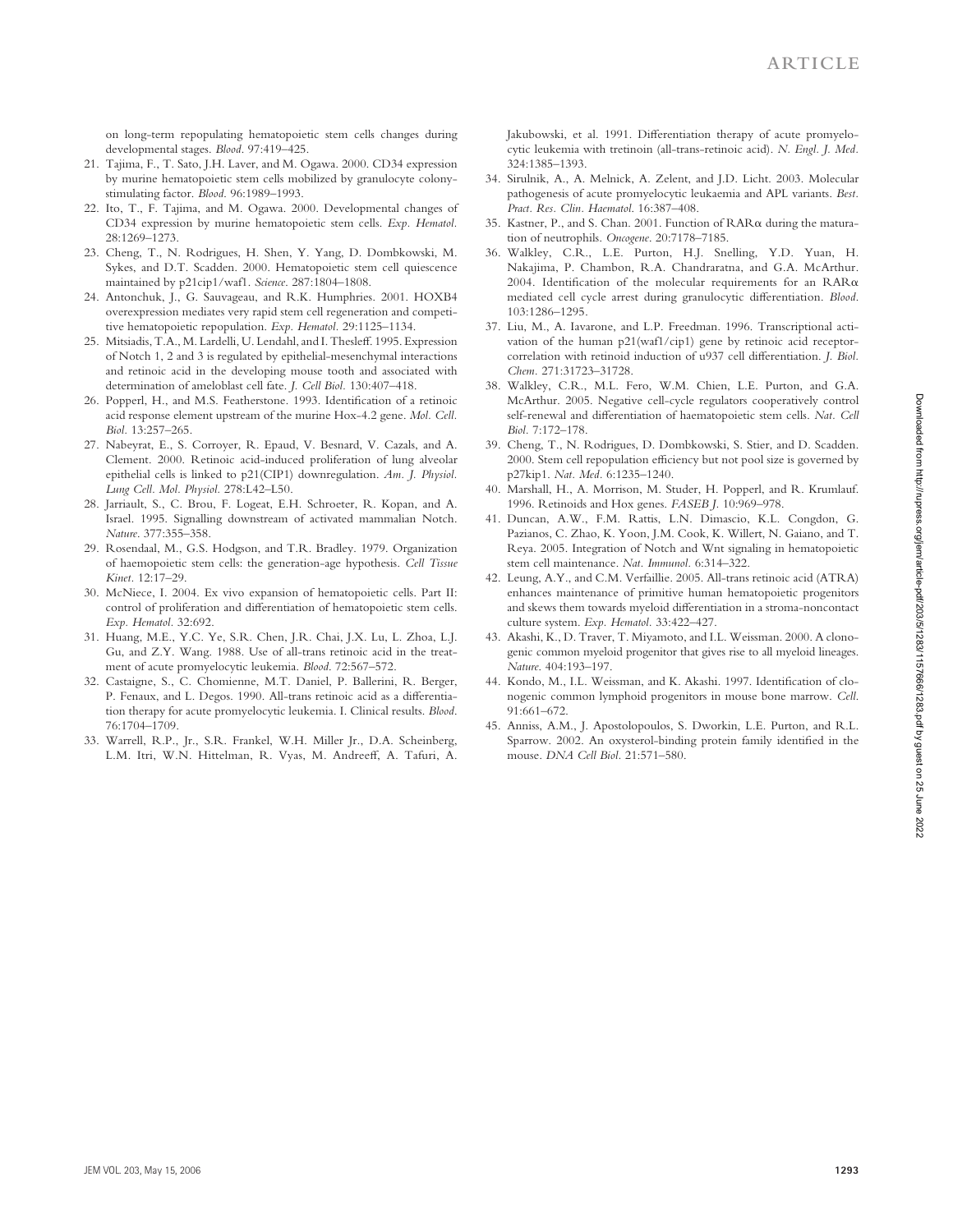on long-term repopulating hematopoietic stem cells changes during developmental stages. *Blood*. 97:419–425.

21. Tajima, F., T. Sato, J.H. Laver, and M. Ogawa. 2000. CD34 expression by murine hematopoietic stem cells mobilized by granulocyte colony-stimulating factor. *Blood*. 96:1989–1993.
22. Ito, T., F. Tajima, and M. Ogawa. 2000. Developmental changes of CD34 expression by murine hematopoietic stem cells. *Exp. Hematol*. 28:1269–1273.
23. Cheng, T., N. Rodrigues, H. Shen, Y. Yang, D. Dombkowski, M. Sykes, and D.T. Scadden. 2000. Hematopoietic stem cell quiescence maintained by p21cip1/waf1. *Science*. 287:1804–1808.
24. Antonchuk, J., G. Sauvageau, and R.K. Humphries. 2001. HOXB4 overexpression mediates very rapid stem cell regeneration and competitive hematopoietic repopulation. *Exp. Hematol*. 29:1125–1134.
25. Mitsiadis, T.A., M. Lardelli, U. Lendahl, and I. Thesleff. 1995. Expression of Notch 1, 2 and 3 is regulated by epithelial-mesenchymal interactions and retinoic acid in the developing mouse tooth and associated with determination of ameloblast cell fate. *J. Cell Biol*. 130:407–418.
26. Popperl, H., and M.S. Featherstone. 1993. Identification of a retinoic acid response element upstream of the murine Hox-4.2 gene. *Mol. Cell. Biol*. 13:257–265.
27. Nabeyrat, E., S. Corroyer, R. Epaud, V. Besnard, V. Cazals, and A. Clement. 2000. Retinoic acid-induced proliferation of lung alveolar epithelial cells is linked to p21(CIP1) downregulation. *Am. J. Physiol. Lung Cell. Mol. Physiol*. 278:L42–L50.
28. Jarriault, S., C. Brou, F. Logeat, E.H. Schroeter, R. Kopan, and A. Israel. 1995. Signalling downstream of activated mammalian Notch. *Nature*. 377:355–358.
29. Rosendaal, M., G.S. Hodgson, and T.R. Bradley. 1979. Organization of haemopoietic stem cells: the generation-age hypothesis. *Cell Tissue Kinet*. 12:17–29.
30. McNiece, I. 2004. Ex vivo expansion of hematopoietic cells. Part II: control of proliferation and differentiation of hematopoietic stem cells. *Exp. Hematol*. 32:692.
31. Huang, M.E., Y.C. Ye, S.R. Chen, J.R. Chai, J.X. Lu, L. Zhoa, L.J. Gu, and Z.Y. Wang. 1988. Use of all-trans retinoic acid in the treatment of acute promyelocytic leukemia. *Blood*. 72:567–572.
32. Castaigne, S., C. Chomienne, M.T. Daniel, P. Ballerini, R. Berger, P. Fenaux, and L. Degos. 1990. All-trans retinoic acid as a differentiation therapy for acute promyelocytic leukemia. I. Clinical results. *Blood*. 76:1704–1709.
33. Warrell, R.P., Jr., S.R. Frankel, W.H. Miller Jr., D.A. Scheinberg, L.M. Itri, W.N. Hittelman, R. Vyas, M. Andreeff, A. Tafuri, A. Jakubowski, et al. 1991. Differentiation therapy of acute promyelocytic leukemia with tretinoin (all-trans-retinoic acid). *N. Engl. J. Med*. 324:1385–1393.
34. Sirulnik, A., A. Melnick, A. Zelent, and J.D. Licht. 2003. Molecular pathogenesis of acute promyelocytic leukaemia and APL variants. *Best. Pract. Res. Clin. Haematol*. 16:387–408.
35. Kastner, P., and S. Chan. 2001. Function of RARα during the maturation of neutrophils. *Oncogene*. 20:7178–7185.
36. Walkley, C.R., L.E. Purton, H.J. Snelling, Y.D. Yuan, H. Nakajima, P. Chambon, R.A. Chandraratna, and G.A. McArthur. 2004. Identification of the molecular requirements for an RARα mediated cell cycle arrest during granulocytic differentiation. *Blood*. 103:1286–1295.
37. Liu, M., A. Iavarone, and L.P. Freedman. 1996. Transcriptional activation of the human p21(waf1/cip1) gene by retinoic acid receptor-correlation with retinoid induction of u937 cell differentiation. *J. Biol. Chem*. 271:31723–31728.
38. Walkley, C.R., M.L. Fero, W.M. Chien, L.E. Purton, and G.A. McArthur. 2005. Negative cell-cycle regulators cooperatively control self-renewal and differentiation of haematopoietic stem cells. *Nat. Cell Biol*. 7:172–178.
39. Cheng, T., N. Rodrigues, D. Dombkowski, S. Stier, and D. Scadden. 2000. Stem cell repopulation efficiency but not pool size is governed by p27kip1. *Nat. Med*. 6:1235–1240.
40. Marshall, H., A. Morrison, M. Studer, H. Popperl, and R. Krumlauf. 1996. Retinoids and Hox genes. *FASEB J*. 10:969–978.
41. Duncan, A.W., F.M. Rattis, L.N. Dimascio, K.L. Congdon, G. Pazianos, C. Zhao, K. Yoon, J.M. Cook, K. Willert, N. Gaiano, and T. Reya. 2005. Integration of Notch and Wnt signaling in hematopoietic stem cell maintenance. *Nat. Immunol*. 6:314–322.
42. Leung, A.Y., and C.M. Verfaillie. 2005. All-trans retinoic acid (ATRA) enhances maintenance of primitive human hematopoietic progenitors and skews them towards myeloid differentiation in a stroma-noncontact culture system. *Exp. Hematol*. 33:422–427.
43. Akashi, K., D. Traver, T. Miyamoto, and I.L. Weissman. 2000. A clonogenic common myeloid progenitor that gives rise to all myeloid lineages. *Nature*. 404:193–197.
44. Kondo, M., I.L. Weissman, and K. Akashi. 1997. Identification of clonogenic common lymphoid progenitors in mouse bone marrow. *Cell*. 91:661–672.
45. Anniss, A.M., J. Apostolopoulos, S. Dworkin, L.E. Purton, and R.L. Sparrow. 2002. An oxysterol-binding protein family identified in the mouse. *DNA Cell Biol*. 21:571–580.